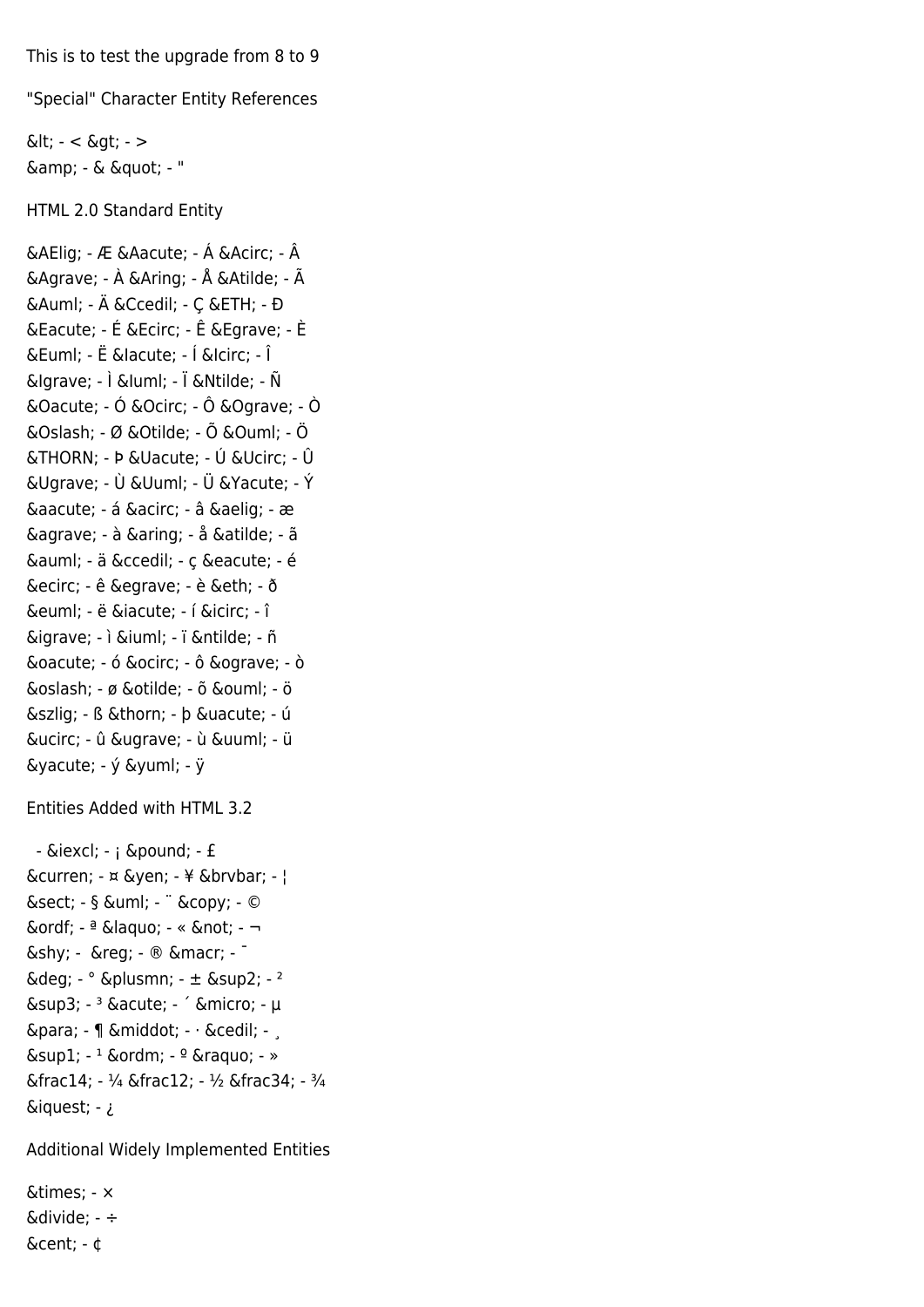This is to test the upgrade from 8 to 9

"Special" Character Entity References

&lt; - < &gt; - >
&amp; - & &quot; - "

HTML 2.0 Standard Entity

&AElig; - Æ &Aacute; - Á &Acirc; - Â
&Agrave; - À &Aring; - Å &Atilde; - Ã
&Auml; - Ä &Ccedil; - Ç &ETH; - Ð
&Eacute; - É &Ecirc; - Ê &Egrave; - È
&Euml; - Ë &Iacute; - Í &Icirc; - Î
&Igrave; - Ì &Iuml; - Ï &Ntilde; - Ñ
&Oacute; - Ó &Ocirc; - Ô &Ograve; - Ò
&Oslash; - Ø &Otilde; - Õ &Ouml; - Ö
&THORN; - Þ &Uacute; - Ú &Ucirc; - Û
&Ugrave; - Ù &Uuml; - Ü &Yacute; - Ý
&aacute; - á &acirc; - â &aelig; - æ
&agrave; - à &aring; - å &atilde; - ã
&auml; - ä &ccedil; - ç &eacute; - é
&ecirc; - ê &egrave; - è &eth; - ð
&euml; - ë &iacute; - í &icirc; - î
&igrave; - ì &iuml; - ï &ntilde; - ñ
&oacute; - ó &ocirc; - ô &ograve; - ò
&oslash; - ø &otilde; - õ &ouml; - ö
&szlig; - ß &thorn; - þ &uacute; - ú
&ucirc; - û &ugrave; - ù &uuml; - ü
&yacute; - ý &yuml; - ÿ

Entities Added with HTML 3.2

  - &iexcl; - ¡ &pound; - £
&curren; - ¤ &yen; - ¥ &brvbar; - ¦
&sect; - § &uml; - ¨ &copy; - ©
&ordf; - ª &laquo; - « &not; - ¬
&shy; - &reg; - ® &macr; - ¯
&deg; - ° &plusmn; - ± &sup2; - ²
&sup3; - ³ &acute; - ´ &micro; - µ
&para; - ¶ &middot; - · &cedil; - ¸
&sup1; - ¹ &ordm; - º &raquo; - »
&frac14; - ¼ &frac12; - ½ &frac34; - ¾
&iquest; - ¿

Additional Widely Implemented Entities

&times; - ×
&divide; - ÷
&cent; - ¢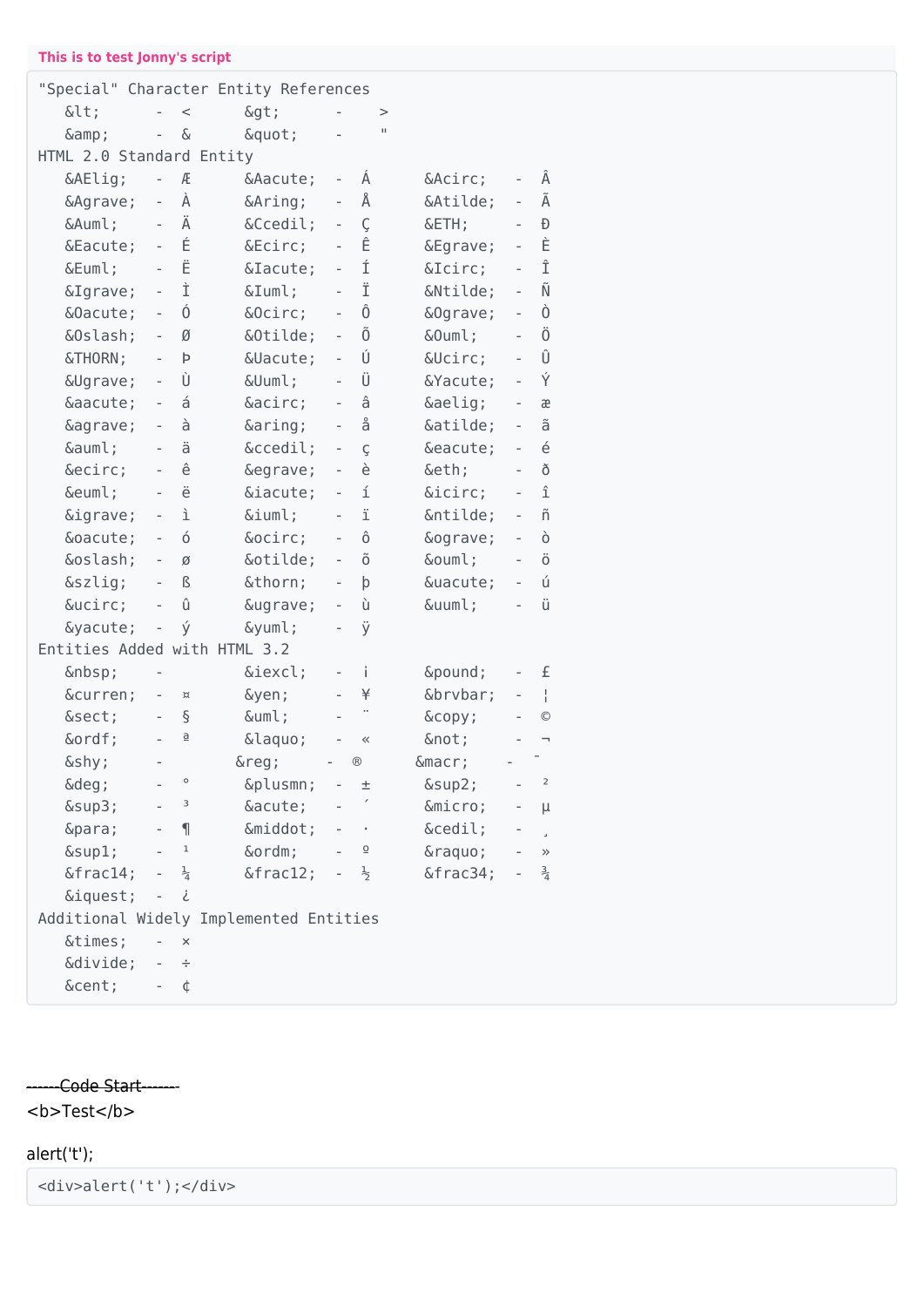**This is to test Jonny's script**

```
"Special" Character Entity References
   &lt;      -  <      &gt;      -    >
   &amp;     -  &      &quot;    -    "
HTML 2.0 Standard Entity
   &AElig;   -  Æ      &Aacute;  -  Á      &Acirc;   -  Â
   &Agrave;  -  À      &Aring;   -  Å      &Atilde;  -  Ã
   &Auml;    -  Ä      &Ccedil;  -  Ç      &ETH;     -  Ð
   &Eacute;  -  É      &Ecirc;   -  Ê      &Egrave;  -  È
   &Euml;    -  Ë      &Iacute;  -  Í      &Icirc;   -  Î
   &Igrave;  -  Ì      &Iuml;    -  Ï      &Ntilde;  -  Ñ
   &Oacute;  -  Ó      &Ocirc;   -  Ô      &Ograve;  -  Ò
   &Oslash;  -  Ø      &Otilde;  -  Õ      &Ouml;    -  Ö
   &THORN;   -  Þ      &Uacute;  -  Ú      &Ucirc;   -  Û
   &Ugrave;  -  Ù      &Uuml;    -  Ü      &Yacute;  -  Ý
   &aacute;  -  á      &acirc;   -  â      &aelig;   -  æ
   &agrave;  -  à      &aring;   -  å      &atilde;  -  ã
   &auml;    -  ä      &ccedil;  -  ç      &eacute;  -  é
   &ecirc;   -  ê      &egrave;  -  è      &eth;     -  ð
   &euml;    -  ë      &iacute;  -  í      &icirc;   -  î
   &igrave;  -  ì      &iuml;    -  ï      &ntilde;  -  ñ
   &oacute;  -  ó      &ocirc;   -  ô      &ograve;  -  ò
   &oslash;  -  ø      &otilde;  -  õ      &ouml;    -  ö
   &szlig;   -  ß      &thorn;   -  þ      &uacute;  -  ú
   &ucirc;   -  û      &ugrave;  -  ù      &uuml;    -  ü
   &yacute;  -  ý      &yuml;    -  ÿ
Entities Added with HTML 3.2
   &nbsp;    -         &iexcl;   -  ¡      &pound;   -  £
   &curren;  -  ¤      &yen;     -  ¥      &brvbar;  -  ¦
   &sect;    -  §      &uml;     -  ¨      &copy;    -  ©
   &ordf;    -  ª      &laquo;   -  «      &not;     -  ¬
   &shy;     -        &reg;     -  ®      &macr;    -  ¯
   &deg;     -  °      &plusmn;  -  ±      &sup2;    -  ²
   &sup3;    -  ³      &acute;   -  ´      &micro;   -  µ
   &para;    -  ¶      &middot;  -  ·      &cedil;   -  ¸
   &sup1;    -  ¹      &ordm;    -  º      &raquo;   -  »
   &frac14;  -  ¼      &frac12;  -  ½      &frac34;  -  ¾
   &iquest;  -  ¿
Additional Widely Implemented Entities
   &times;   -  ×
   &divide;  -  ÷
   &cent;    -  ¢
```

~~------Code Start-------~~

<b>Test</b>

alert('t');

```
<div>alert('t');</div>
```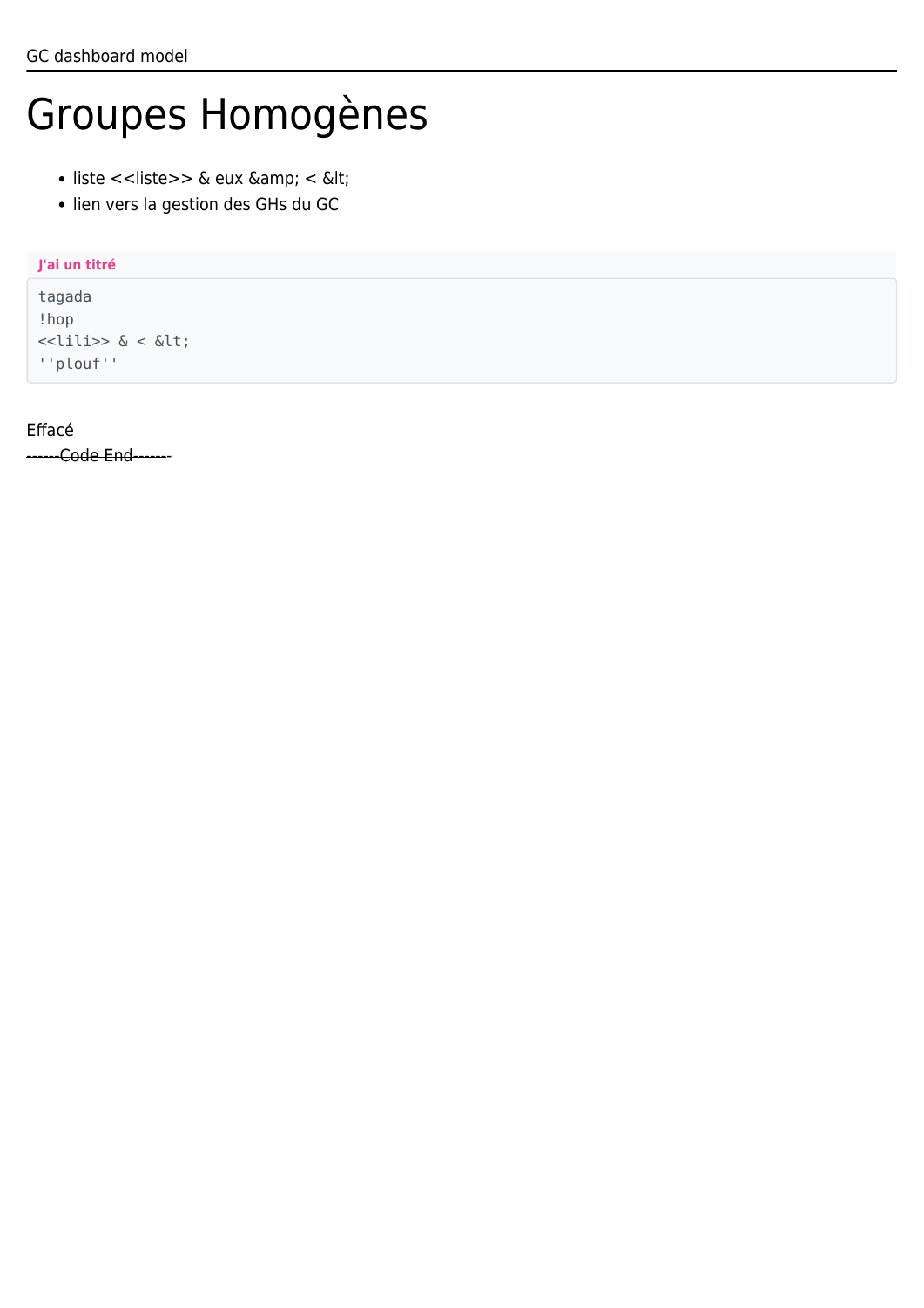# Groupes Homogènes

- liste <<liste>> & eux &amp; < &lt;
- lien vers la gestion des GHs du GC

**J'ai un titré**

```
tagada
!hop
<<lili>> & < &lt;
''plouf''
```

Effacé

~~------Code End-------~~